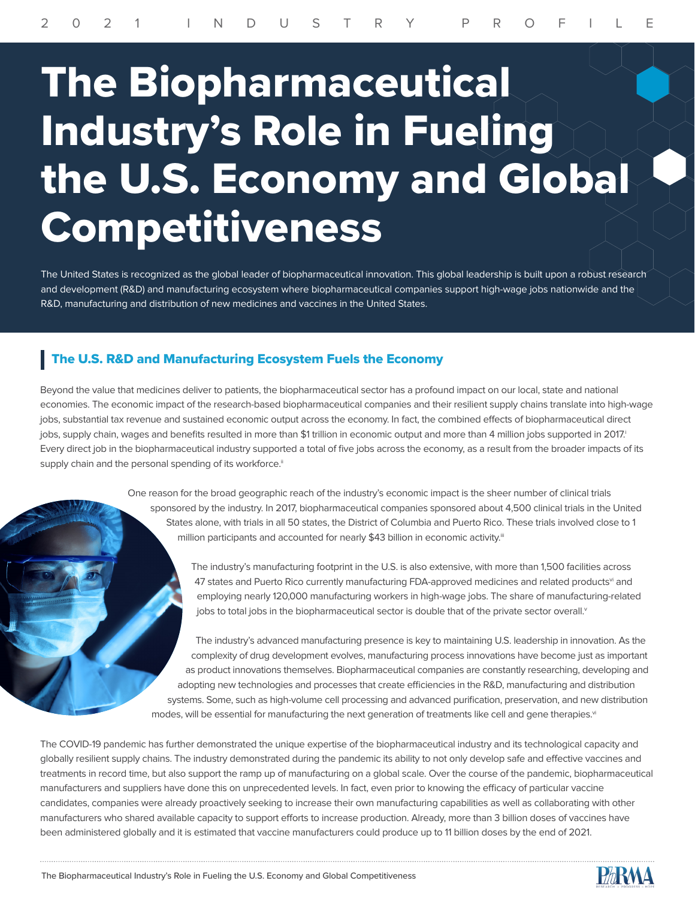2021 INDUSTRY PROFILE

# The Biopharmaceutical Industry's Role in Fueling the U.S. Economy and Global Competitiveness

The United States is recognized as the global leader of biopharmaceutical innovation. This global leadership is built upon a robust research and development (R&D) and manufacturing ecosystem where biopharmaceutical companies support high-wage jobs nationwide and the R&D, manufacturing and distribution of new medicines and vaccines in the United States.

## The U.S. R&D and Manufacturing Ecosystem Fuels the Economy

Beyond the value that medicines deliver to patients, the biopharmaceutical sector has a profound impact on our local, state and national economies. The economic impact of the research-based biopharmaceutical companies and their resilient supply chains translate into high-wage jobs, substantial tax revenue and sustained economic output across the economy. In fact, the combined effects of biopharmaceutical direct jobs, supply chain, wages and benefits resulted in more than $1 trillion in economic output and more than 4 million jobs supported in 2017.[i] Every direct job in the biopharmaceutical industry supported a total of five jobs across the economy, as a result from the broader impacts of its supply chain and the personal spending of its workforce.[ii]

One reason for the broad geographic reach of the industry's economic impact is the sheer number of clinical trials sponsored by the industry. In 2017, biopharmaceutical companies sponsored about 4,500 clinical trials in the United States alone, with trials in all 50 states, the District of Columbia and Puerto Rico. These trials involved close to 1 million participants and accounted for nearly $43 billion in economic activity.[iii]

The industry's manufacturing footprint in the U.S. is also extensive, with more than 1,500 facilities across 47 states and Puerto Rico currently manufacturing FDA-approved medicines and related products[vi] and employing nearly 120,000 manufacturing workers in high-wage jobs. The share of manufacturing-related jobs to total jobs in the biopharmaceutical sector is double that of the private sector overall.[v]

The industry's advanced manufacturing presence is key to maintaining U.S. leadership in innovation. As the complexity of drug development evolves, manufacturing process innovations have become just as important as product innovations themselves. Biopharmaceutical companies are constantly researching, developing and adopting new technologies and processes that create efficiencies in the R&D, manufacturing and distribution systems. Some, such as high-volume cell processing and advanced purification, preservation, and new distribution modes, will be essential for manufacturing the next generation of treatments like cell and gene therapies.[vi]

The COVID-19 pandemic has further demonstrated the unique expertise of the biopharmaceutical industry and its technological capacity and globally resilient supply chains. The industry demonstrated during the pandemic its ability to not only develop safe and effective vaccines and treatments in record time, but also support the ramp up of manufacturing on a global scale. Over the course of the pandemic, biopharmaceutical manufacturers and suppliers have done this on unprecedented levels. In fact, even prior to knowing the efficacy of particular vaccine candidates, companies were already proactively seeking to increase their own manufacturing capabilities as well as collaborating with other manufacturers who shared available capacity to support efforts to increase production. Already, more than 3 billion doses of vaccines have been administered globally and it is estimated that vaccine manufacturers could produce up to 11 billion doses by the end of 2021.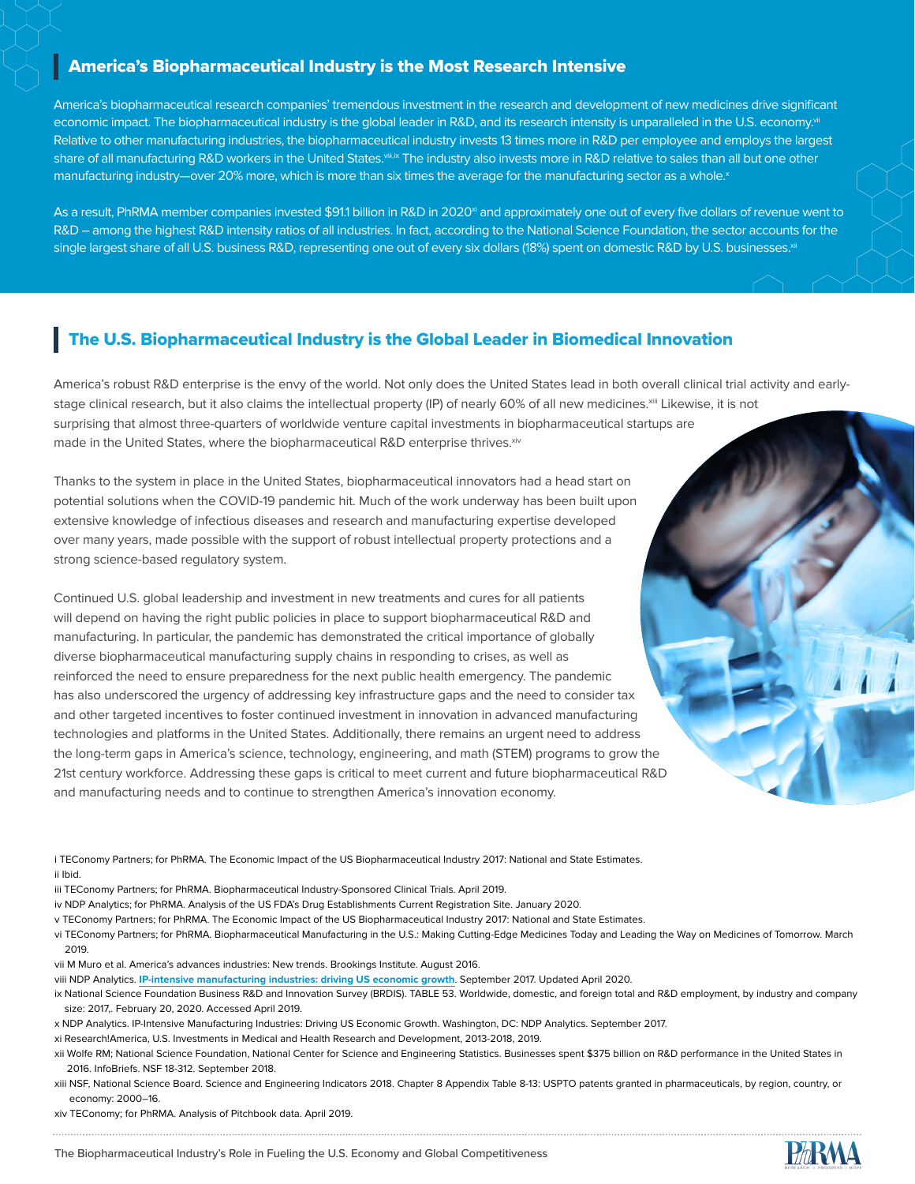## America's Biopharmaceutical Industry is the Most Research Intensive

America's biopharmaceutical research companies' tremendous investment in the research and development of new medicines drive significant economic impact. The biopharmaceutical industry is the global leader in R&D, and its research intensity is unparalleled in the U.S. economy.[vii] Relative to other manufacturing industries, the biopharmaceutical industry invests 13 times more in R&D per employee and employs the largest share of all manufacturing R&D workers in the United States.[viii,ix] The industry also invests more in R&D relative to sales than all but one other manufacturing industry—over 20% more, which is more than six times the average for the manufacturing sector as a whole.[x]

As a result, PhRMA member companies invested $91.1 billion in R&D in 2020[xi] and approximately one out of every five dollars of revenue went to R&D – among the highest R&D intensity ratios of all industries. In fact, according to the National Science Foundation, the sector accounts for the single largest share of all U.S. business R&D, representing one out of every six dollars (18%) spent on domestic R&D by U.S. businesses.[xii]

## The U.S. Biopharmaceutical Industry is the Global Leader in Biomedical Innovation

America's robust R&D enterprise is the envy of the world. Not only does the United States lead in both overall clinical trial activity and early-stage clinical research, but it also claims the intellectual property (IP) of nearly 60% of all new medicines.[xiii] Likewise, it is not surprising that almost three-quarters of worldwide venture capital investments in biopharmaceutical startups are made in the United States, where the biopharmaceutical R&D enterprise thrives.[xiv]

Thanks to the system in place in the United States, biopharmaceutical innovators had a head start on potential solutions when the COVID-19 pandemic hit. Much of the work underway has been built upon extensive knowledge of infectious diseases and research and manufacturing expertise developed over many years, made possible with the support of robust intellectual property protections and a strong science-based regulatory system.

Continued U.S. global leadership and investment in new treatments and cures for all patients will depend on having the right public policies in place to support biopharmaceutical R&D and manufacturing. In particular, the pandemic has demonstrated the critical importance of globally diverse biopharmaceutical manufacturing supply chains in responding to crises, as well as reinforced the need to ensure preparedness for the next public health emergency. The pandemic has also underscored the urgency of addressing key infrastructure gaps and the need to consider tax and other targeted incentives to foster continued investment in innovation in advanced manufacturing technologies and platforms in the United States. Additionally, there remains an urgent need to address the long-term gaps in America's science, technology, engineering, and math (STEM) programs to grow the 21st century workforce. Addressing these gaps is critical to meet current and future biopharmaceutical R&D and manufacturing needs and to continue to strengthen America's innovation economy.

i TEConomy Partners; for PhRMA. The Economic Impact of the US Biopharmaceutical Industry 2017: National and State Estimates.
ii Ibid.
iii TEConomy Partners; for PhRMA. Biopharmaceutical Industry-Sponsored Clinical Trials. April 2019.
iv NDP Analytics; for PhRMA. Analysis of the US FDA's Drug Establishments Current Registration Site. January 2020.
v TEConomy Partners; for PhRMA. The Economic Impact of the US Biopharmaceutical Industry 2017: National and State Estimates.
vi TEConomy Partners; for PhRMA. Biopharmaceutical Manufacturing in the U.S.: Making Cutting-Edge Medicines Today and Leading the Way on Medicines of Tomorrow. March 2019.
vii M Muro et al. America's advances industries: New trends. Brookings Institute. August 2016.
viii NDP Analytics. **IP-intensive manufacturing industries: driving US economic growth**. September 2017. Updated April 2020.
ix National Science Foundation Business R&D and Innovation Survey (BRDIS). TABLE 53. Worldwide, domestic, and foreign total and R&D employment, by industry and company size: 2017,. February 20, 2020. Accessed April 2019.
x NDP Analytics. IP-Intensive Manufacturing Industries: Driving US Economic Growth. Washington, DC: NDP Analytics. September 2017.
xi Research!America, U.S. Investments in Medical and Health Research and Development, 2013-2018, 2019.
xii Wolfe RM; National Science Foundation, National Center for Science and Engineering Statistics. Businesses spent $375 billion on R&D performance in the United States in 2016. InfoBriefs. NSF 18-312. September 2018.
xiii NSF, National Science Board. Science and Engineering Indicators 2018. Chapter 8 Appendix Table 8-13: USPTO patents granted in pharmaceuticals, by region, country, or economy: 2000–16.
xiv TEConomy; for PhRMA. Analysis of Pitchbook data. April 2019.